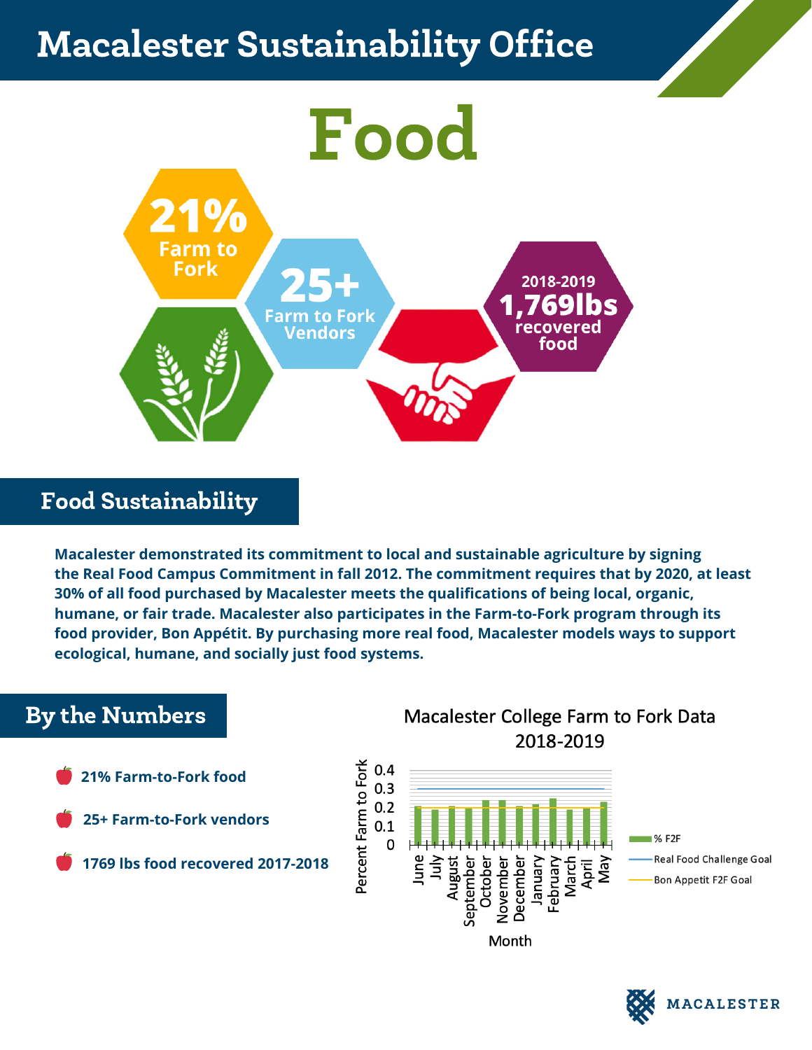# Macalester Sustainability Office

# Food

**21%** Farm to Fork

**25+** Farm to Fork Vendors

2018-2019 **1,769lbs** recovered food

## Food Sustainability

**Macalester demonstrated its commitment to local and sustainable agriculture by signing the Real Food Campus Commitment in fall 2012. The commitment requires that by 2020, at least 30% of all food purchased by Macalester meets the qualifications of being local, organic, humane, or fair trade. Macalester also participates in the Farm-to-Fork program through its food provider, Bon Appétit. By purchasing more real food, Macalester models ways to support ecological, humane, and socially just food systems.**

## By the Numbers

- **21% Farm-to-Fork food**
- **25+ Farm-to-Fork vendors**
- **1769 lbs food recovered 2017-2018**

Macalester College Farm to Fork Data 2018-2019

Percent Farm to Fork (0–0.4) by Month (June, July, August, September, October, November, December, January, February, March, April, May)

Legend: % F2F; Real Food Challenge Goal; Bon Appetit F2F Goal

MACALESTER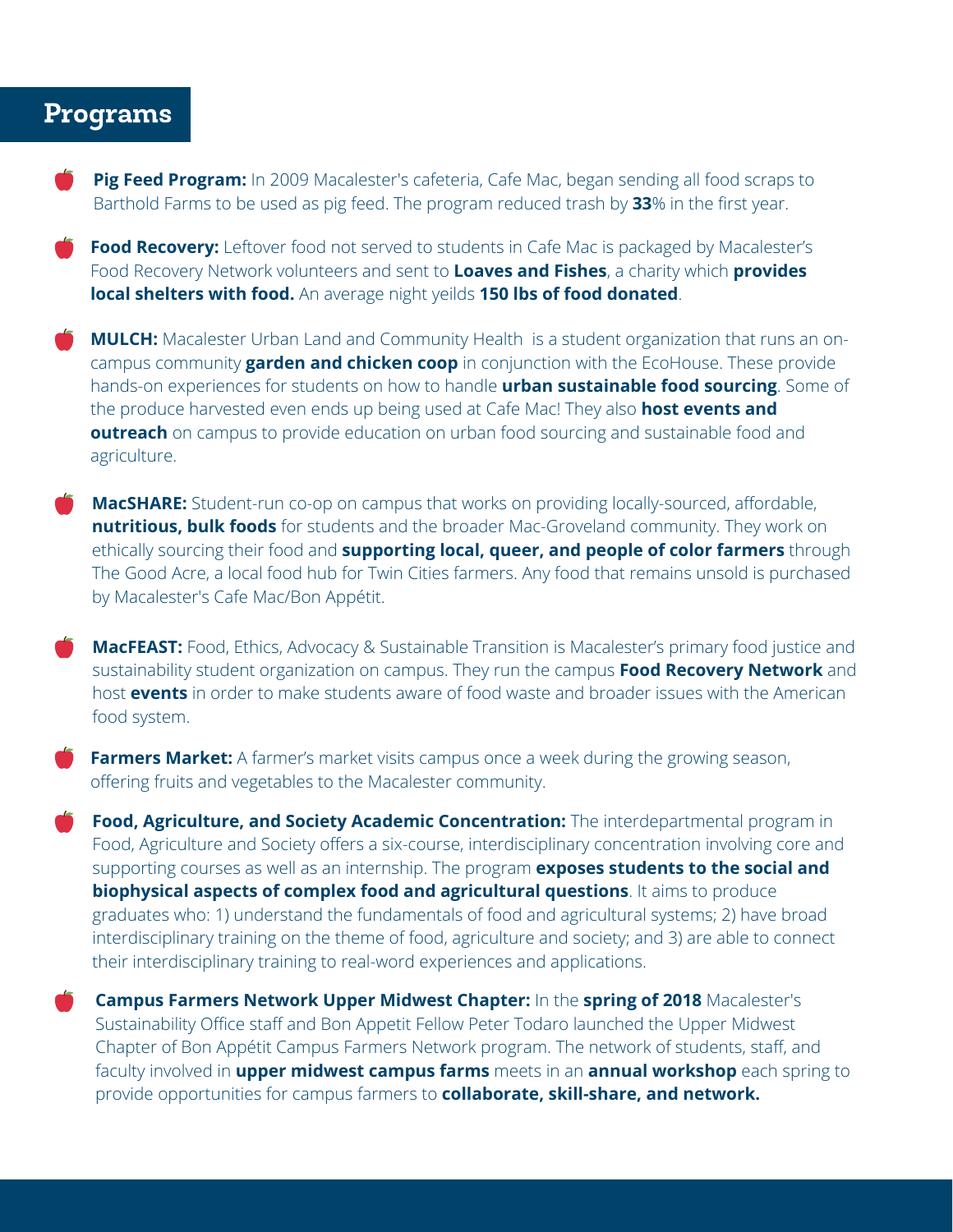## Programs

- **Pig Feed Program:** In 2009 Macalester's cafeteria, Cafe Mac, began sending all food scraps to Barthold Farms to be used as pig feed. The program reduced trash by **33**% in the first year.
- **Food Recovery:** Leftover food not served to students in Cafe Mac is packaged by Macalester's Food Recovery Network volunteers and sent to **Loaves and Fishes**, a charity which **provides local shelters with food.** An average night yeilds **150 lbs of food donated**.
- **MULCH:** Macalester Urban Land and Community Health is a student organization that runs an on-campus community **garden and chicken coop** in conjunction with the EcoHouse. These provide hands-on experiences for students on how to handle **urban sustainable food sourcing**. Some of the produce harvested even ends up being used at Cafe Mac! They also **host events and outreach** on campus to provide education on urban food sourcing and sustainable food and agriculture.
- **MacSHARE:** Student-run co-op on campus that works on providing locally-sourced, affordable, **nutritious, bulk foods** for students and the broader Mac-Groveland community. They work on ethically sourcing their food and **supporting local, queer, and people of color farmers** through The Good Acre, a local food hub for Twin Cities farmers. Any food that remains unsold is purchased by Macalester's Cafe Mac/Bon Appétit.
- **MacFEAST:** Food, Ethics, Advocacy & Sustainable Transition is Macalester's primary food justice and sustainability student organization on campus. They run the campus **Food Recovery Network** and host **events** in order to make students aware of food waste and broader issues with the American food system.
- **Farmers Market:** A farmer's market visits campus once a week during the growing season, offering fruits and vegetables to the Macalester community.
- **Food, Agriculture, and Society Academic Concentration:** The interdepartmental program in Food, Agriculture and Society offers a six-course, interdisciplinary concentration involving core and supporting courses as well as an internship. The program **exposes students to the social and biophysical aspects of complex food and agricultural questions**. It aims to produce graduates who: 1) understand the fundamentals of food and agricultural systems; 2) have broad interdisciplinary training on the theme of food, agriculture and society; and 3) are able to connect their interdisciplinary training to real-word experiences and applications.
- **Campus Farmers Network Upper Midwest Chapter:** In the **spring of 2018** Macalester's Sustainability Office staff and Bon Appetit Fellow Peter Todaro launched the Upper Midwest Chapter of Bon Appétit Campus Farmers Network program. The network of students, staff, and faculty involved in **upper midwest campus farms** meets in an **annual workshop** each spring to provide opportunities for campus farmers to **collaborate, skill-share, and network.**